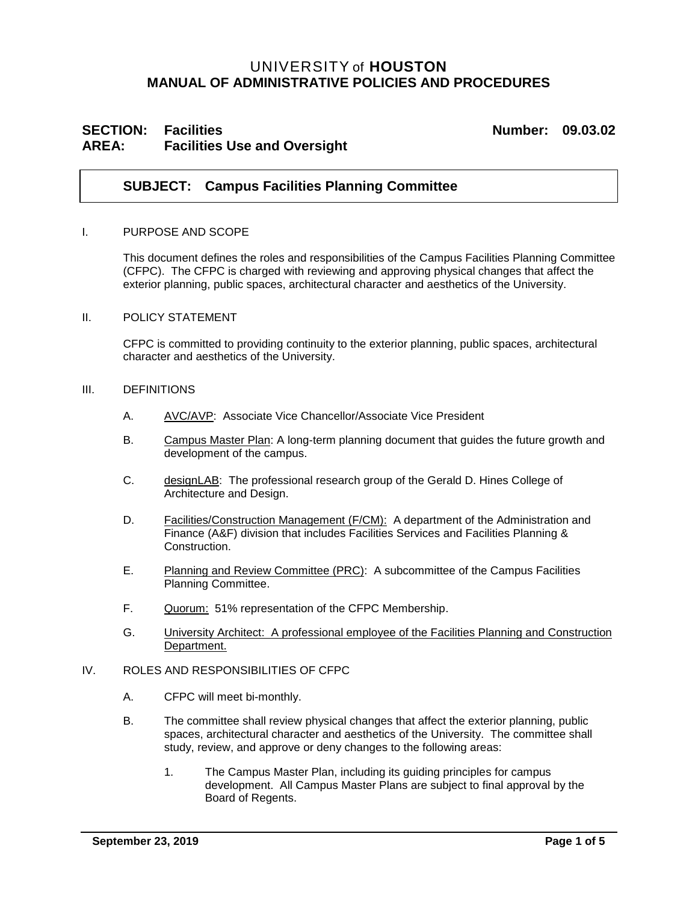# UNIVERSITY of HOUSTON
## MANUAL OF ADMINISTRATIVE POLICIES AND PROCEDURES

**SECTION: Facilities** **Number: 09.03.02**
**AREA: Facilities Use and Oversight**

### SUBJECT: Campus Facilities Planning Committee

I. PURPOSE AND SCOPE

This document defines the roles and responsibilities of the Campus Facilities Planning Committee (CFPC). The CFPC is charged with reviewing and approving physical changes that affect the exterior planning, public spaces, architectural character and aesthetics of the University.

II. POLICY STATEMENT

CFPC is committed to providing continuity to the exterior planning, public spaces, architectural character and aesthetics of the University.

III. DEFINITIONS

A. AVC/AVP: Associate Vice Chancellor/Associate Vice President

B. Campus Master Plan: A long-term planning document that guides the future growth and development of the campus.

C. designLAB: The professional research group of the Gerald D. Hines College of Architecture and Design.

D. Facilities/Construction Management (F/CM): A department of the Administration and Finance (A&F) division that includes Facilities Services and Facilities Planning & Construction.

E. Planning and Review Committee (PRC): A subcommittee of the Campus Facilities Planning Committee.

F. Quorum: 51% representation of the CFPC Membership.

G. University Architect: A professional employee of the Facilities Planning and Construction Department.

IV. ROLES AND RESPONSIBILITIES OF CFPC

A. CFPC will meet bi-monthly.

B. The committee shall review physical changes that affect the exterior planning, public spaces, architectural character and aesthetics of the University. The committee shall study, review, and approve or deny changes to the following areas:

1. The Campus Master Plan, including its guiding principles for campus development. All Campus Master Plans are subject to final approval by the Board of Regents.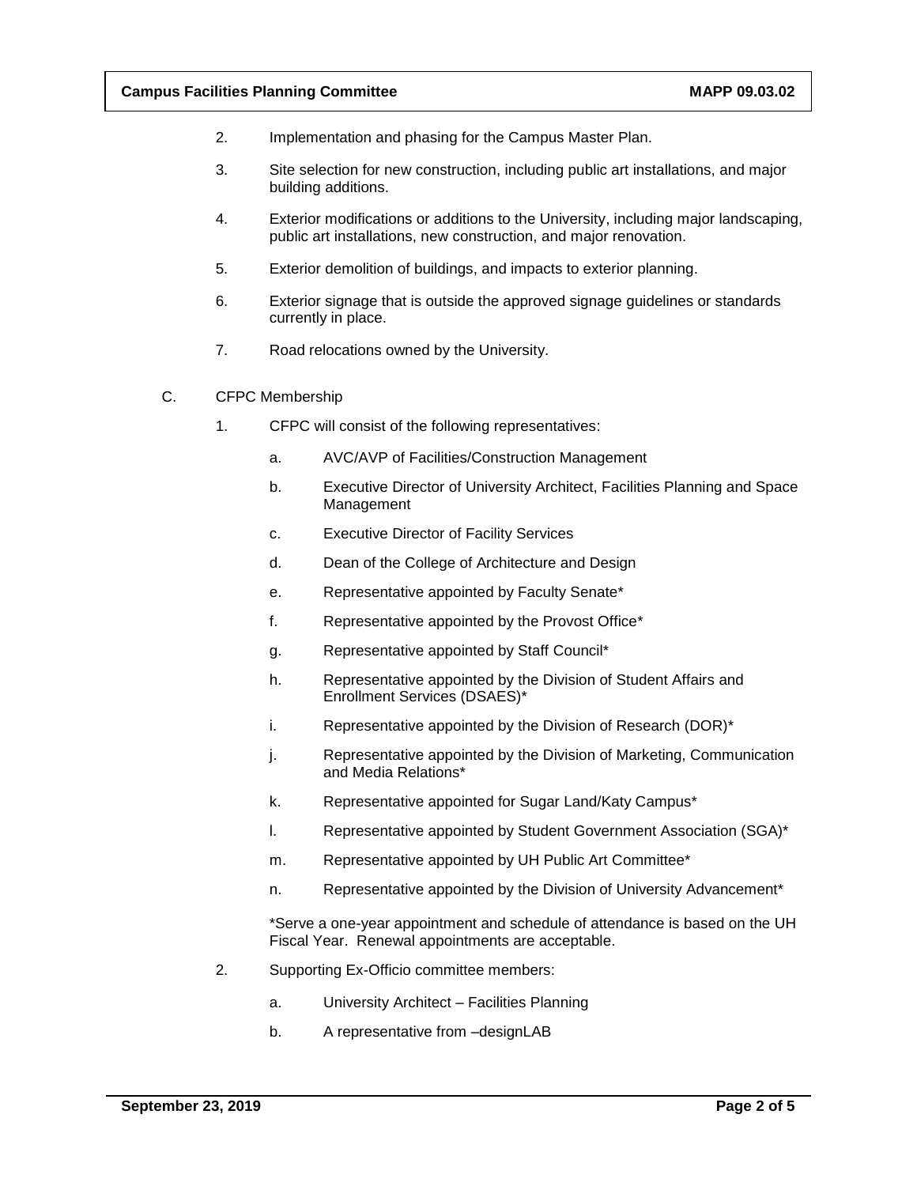2. Implementation and phasing for the Campus Master Plan.

3. Site selection for new construction, including public art installations, and major building additions.

4. Exterior modifications or additions to the University, including major landscaping, public art installations, new construction, and major renovation.

5. Exterior demolition of buildings, and impacts to exterior planning.

6. Exterior signage that is outside the approved signage guidelines or standards currently in place.

7. Road relocations owned by the University.

C. CFPC Membership

1. CFPC will consist of the following representatives:

   a. AVC/AVP of Facilities/Construction Management

   b. Executive Director of University Architect, Facilities Planning and Space Management

   c. Executive Director of Facility Services

   d. Dean of the College of Architecture and Design

   e. Representative appointed by Faculty Senate*

   f. Representative appointed by the Provost Office*

   g. Representative appointed by Staff Council*

   h. Representative appointed by the Division of Student Affairs and Enrollment Services (DSAES)*

   i. Representative appointed by the Division of Research (DOR)*

   j. Representative appointed by the Division of Marketing, Communication and Media Relations*

   k. Representative appointed for Sugar Land/Katy Campus*

   l. Representative appointed by Student Government Association (SGA)*

   m. Representative appointed by UH Public Art Committee*

   n. Representative appointed by the Division of University Advancement*

   *Serve a one-year appointment and schedule of attendance is based on the UH Fiscal Year. Renewal appointments are acceptable.

2. Supporting Ex-Officio committee members:

   a. University Architect – Facilities Planning

   b. A representative from –designLAB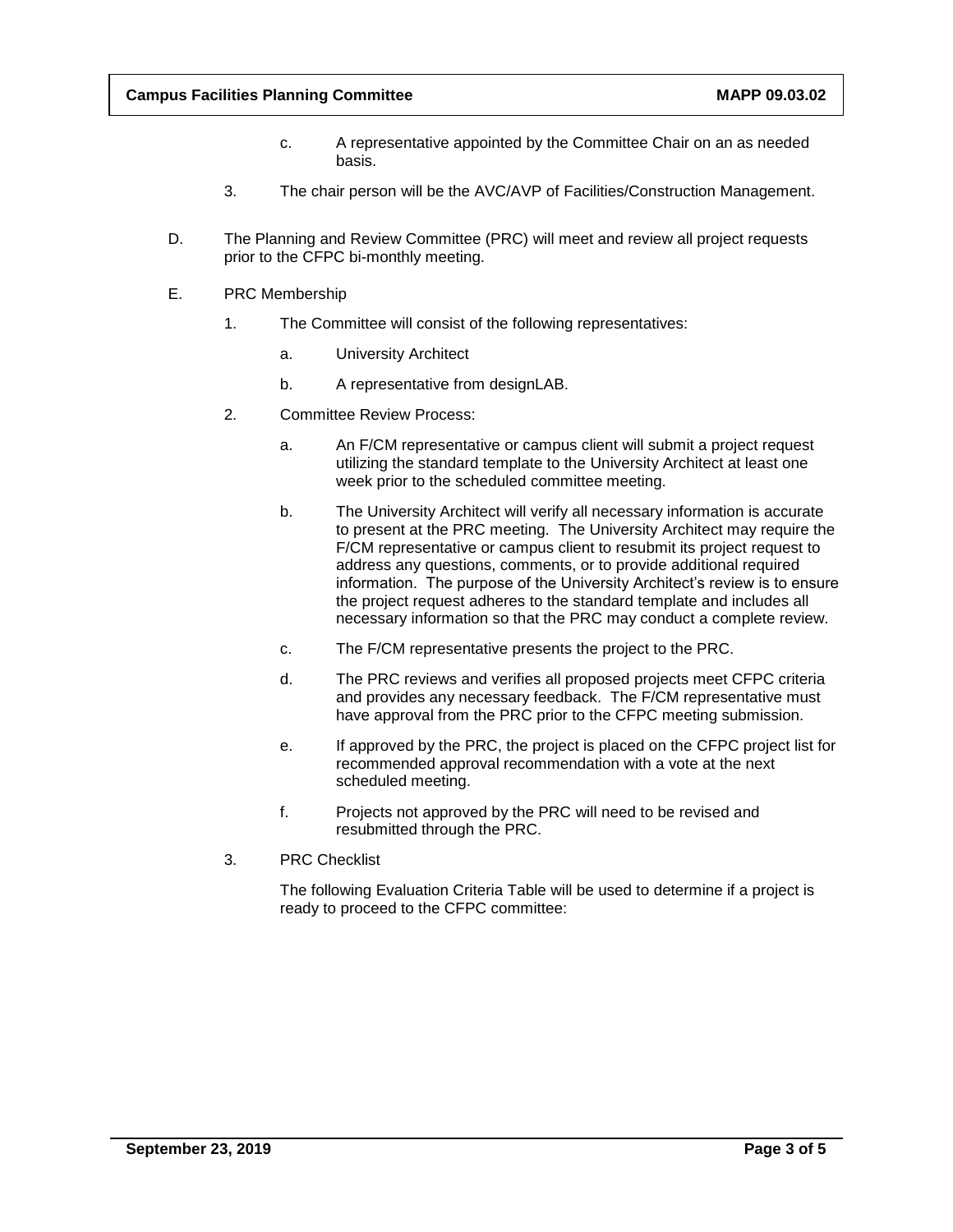c. A representative appointed by the Committee Chair on an as needed basis.

3. The chair person will be the AVC/AVP of Facilities/Construction Management.

D. The Planning and Review Committee (PRC) will meet and review all project requests prior to the CFPC bi-monthly meeting.

E. PRC Membership

1. The Committee will consist of the following representatives:

   a. University Architect

   b. A representative from designLAB.

2. Committee Review Process:

   a. An F/CM representative or campus client will submit a project request utilizing the standard template to the University Architect at least one week prior to the scheduled committee meeting.

   b. The University Architect will verify all necessary information is accurate to present at the PRC meeting. The University Architect may require the F/CM representative or campus client to resubmit its project request to address any questions, comments, or to provide additional required information. The purpose of the University Architect's review is to ensure the project request adheres to the standard template and includes all necessary information so that the PRC may conduct a complete review.

   c. The F/CM representative presents the project to the PRC.

   d. The PRC reviews and verifies all proposed projects meet CFPC criteria and provides any necessary feedback. The F/CM representative must have approval from the PRC prior to the CFPC meeting submission.

   e. If approved by the PRC, the project is placed on the CFPC project list for recommended approval recommendation with a vote at the next scheduled meeting.

   f. Projects not approved by the PRC will need to be revised and resubmitted through the PRC.

3. PRC Checklist

   The following Evaluation Criteria Table will be used to determine if a project is ready to proceed to the CFPC committee: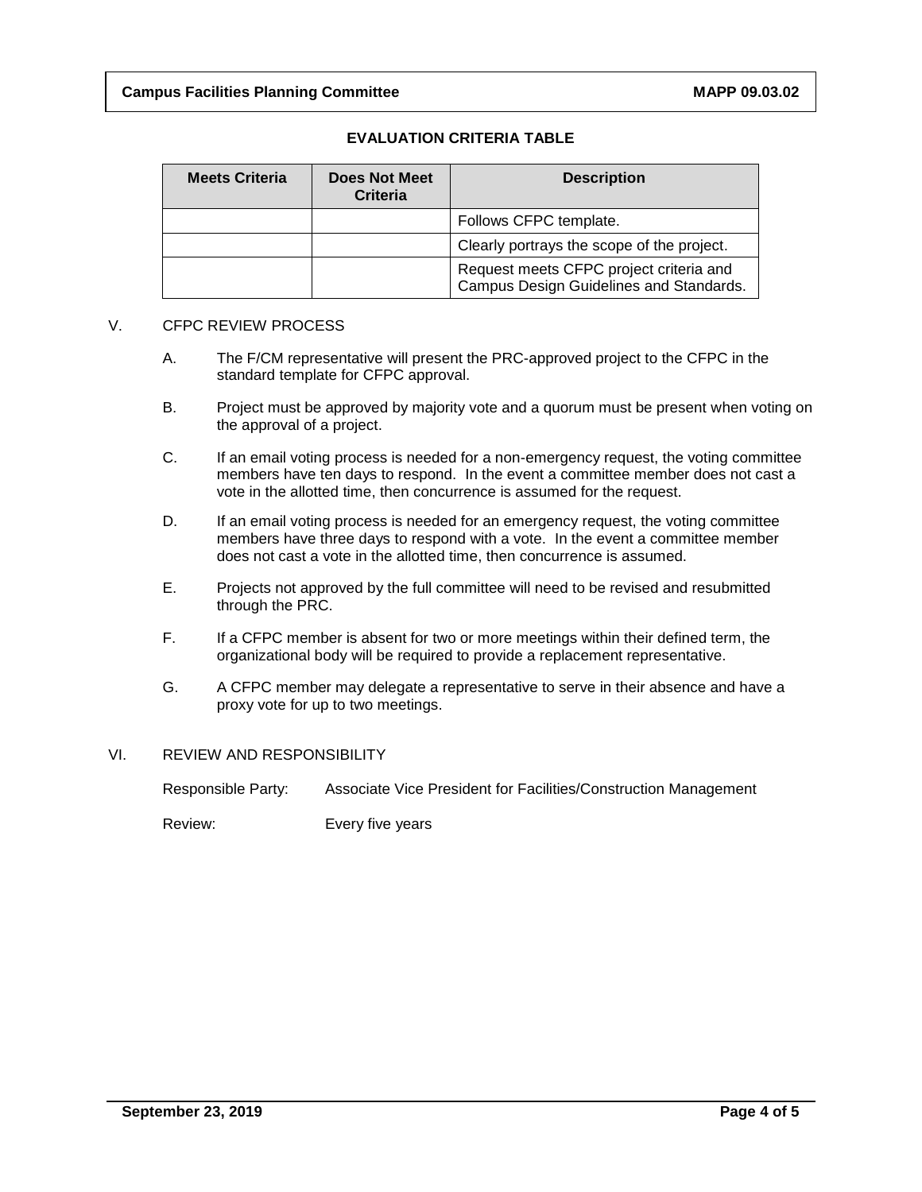**EVALUATION CRITERIA TABLE**

| Meets Criteria | Does Not Meet Criteria | Description |
|---|---|---|
| | | Follows CFPC template. |
| | | Clearly portrays the scope of the project. |
| | | Request meets CFPC project criteria and Campus Design Guidelines and Standards. |

## V. CFPC REVIEW PROCESS

A. The F/CM representative will present the PRC-approved project to the CFPC in the standard template for CFPC approval.

B. Project must be approved by majority vote and a quorum must be present when voting on the approval of a project.

C. If an email voting process is needed for a non-emergency request, the voting committee members have ten days to respond. In the event a committee member does not cast a vote in the allotted time, then concurrence is assumed for the request.

D. If an email voting process is needed for an emergency request, the voting committee members have three days to respond with a vote. In the event a committee member does not cast a vote in the allotted time, then concurrence is assumed.

E. Projects not approved by the full committee will need to be revised and resubmitted through the PRC.

F. If a CFPC member is absent for two or more meetings within their defined term, the organizational body will be required to provide a replacement representative.

G. A CFPC member may delegate a representative to serve in their absence and have a proxy vote for up to two meetings.

## VI. REVIEW AND RESPONSIBILITY

Responsible Party: Associate Vice President for Facilities/Construction Management

Review: Every five years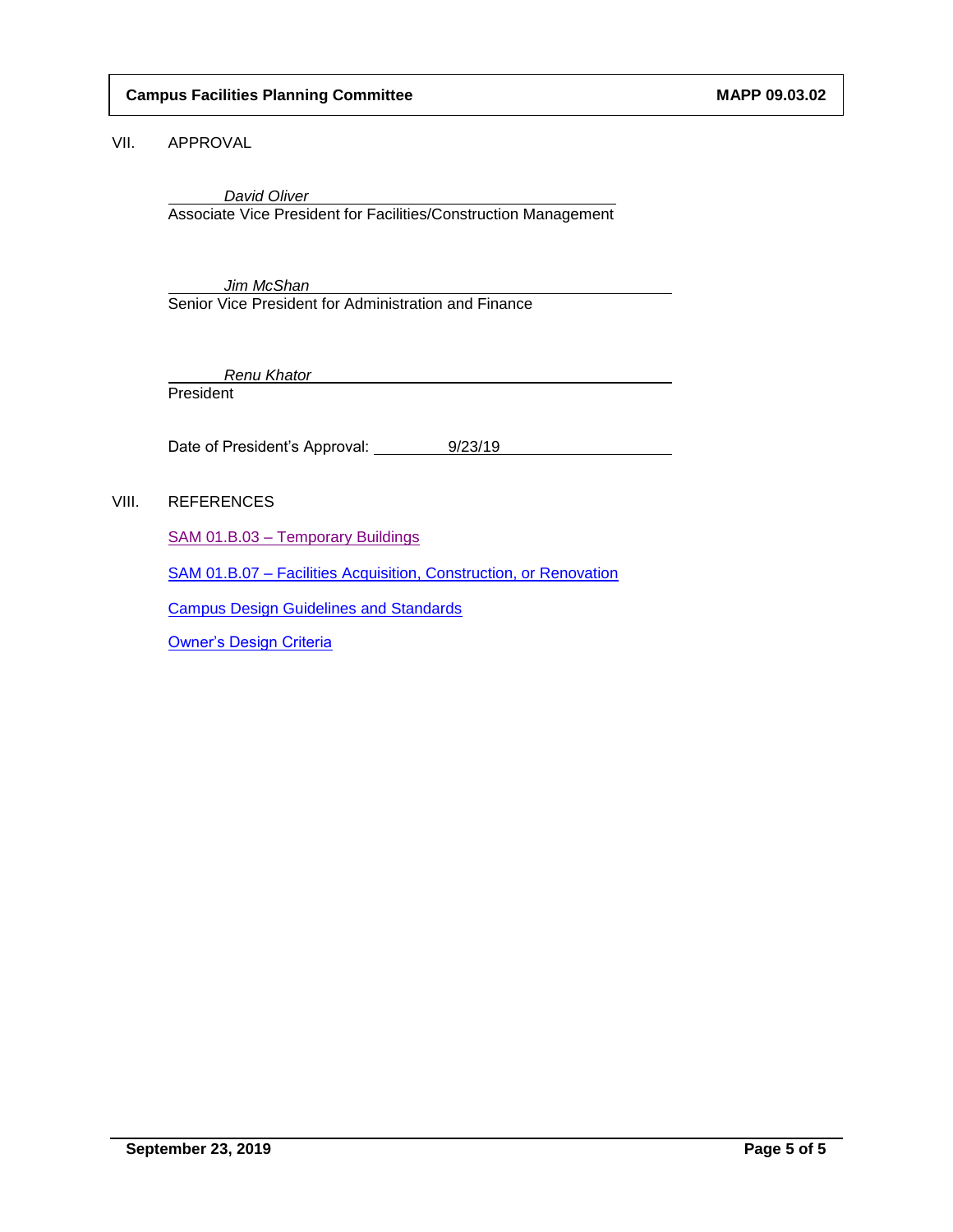## VII. APPROVAL

*David Oliver*
Associate Vice President for Facilities/Construction Management

*Jim McShan*
Senior Vice President for Administration and Finance

*Renu Khator*
President

Date of President's Approval: 9/23/19

## VIII. REFERENCES

SAM 01.B.03 – Temporary Buildings

SAM 01.B.07 – Facilities Acquisition, Construction, or Renovation

Campus Design Guidelines and Standards

Owner's Design Criteria